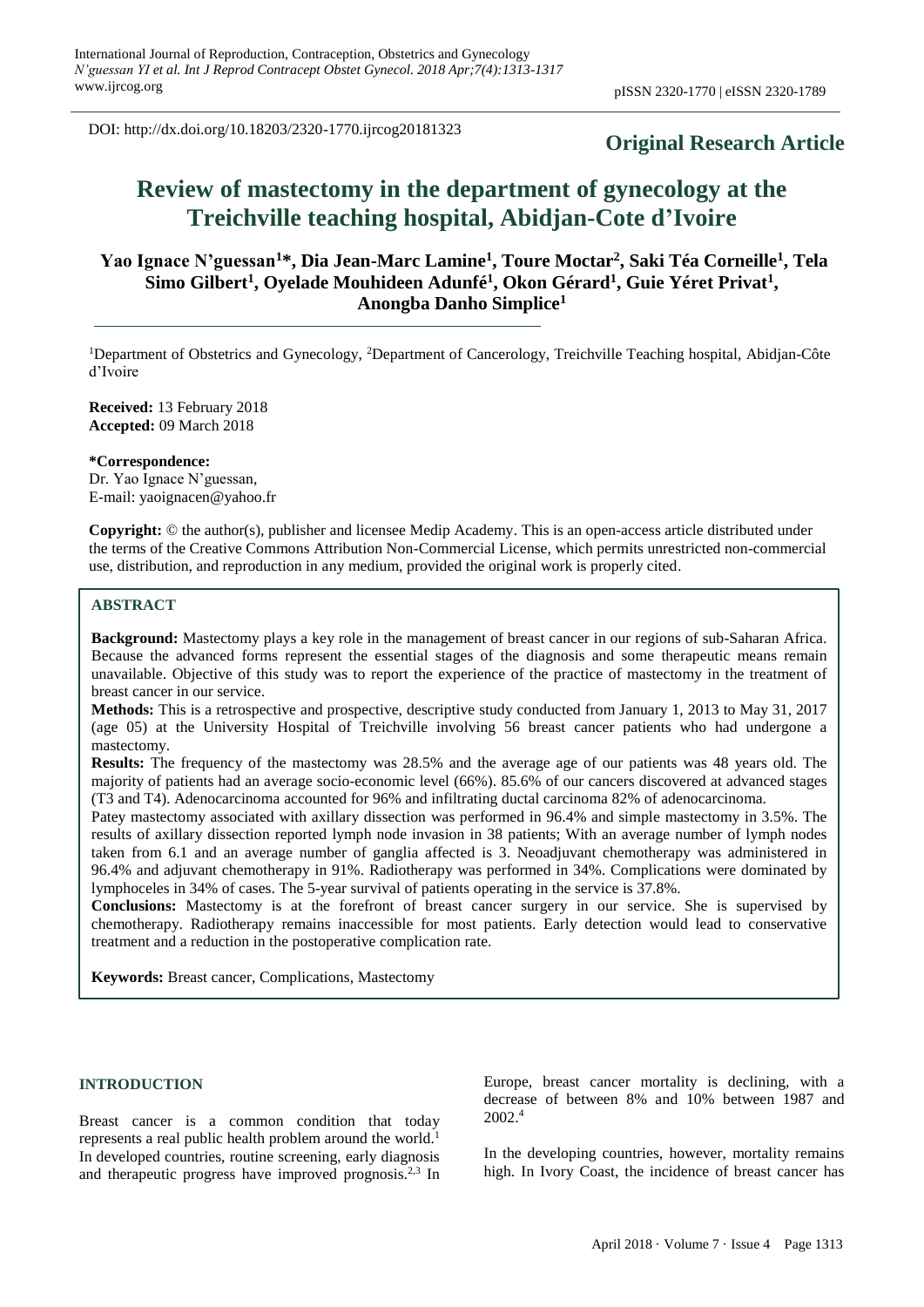DOI: http://dx.doi.org/10.18203/2320-1770.ijrcog20181323

**Original Research Article**

# Review of mastectomy in the department of gynecology at the Treichville teaching hospital, Abidjan-Cote d'Ivoire

**Yao Ignace N'guessan[1]\*, Dia Jean-Marc Lamine[1], Toure Moctar[2], Saki Téa Corneille[1], Tela Simo Gilbert[1], Oyelade Mouhideen Adunfé[1], Okon Gérard[1], Guie Yéret Privat[1], Anongba Danho Simplice[1]**

[1]Department of Obstetrics and Gynecology, [2]Department of Cancerology, Treichville Teaching hospital, Abidjan-Côte d'Ivoire

**Received:** 13 February 2018
**Accepted:** 09 March 2018

**\*Correspondence:**
Dr. Yao Ignace N'guessan,
E-mail: yaoignacen@yahoo.fr

**Copyright:** © the author(s), publisher and licensee Medip Academy. This is an open-access article distributed under the terms of the Creative Commons Attribution Non-Commercial License, which permits unrestricted non-commercial use, distribution, and reproduction in any medium, provided the original work is properly cited.

## ABSTRACT

**Background:** Mastectomy plays a key role in the management of breast cancer in our regions of sub-Saharan Africa. Because the advanced forms represent the essential stages of the diagnosis and some therapeutic means remain unavailable. Objective of this study was to report the experience of the practice of mastectomy in the treatment of breast cancer in our service.

**Methods:** This is a retrospective and prospective, descriptive study conducted from January 1, 2013 to May 31, 2017 (age 05) at the University Hospital of Treichville involving 56 breast cancer patients who had undergone a mastectomy.

**Results:** The frequency of the mastectomy was 28.5% and the average age of our patients was 48 years old. The majority of patients had an average socio-economic level (66%). 85.6% of our cancers discovered at advanced stages (T3 and T4). Adenocarcinoma accounted for 96% and infiltrating ductal carcinoma 82% of adenocarcinoma.

Patey mastectomy associated with axillary dissection was performed in 96.4% and simple mastectomy in 3.5%. The results of axillary dissection reported lymph node invasion in 38 patients; With an average number of lymph nodes taken from 6.1 and an average number of ganglia affected is 3. Neoadjuvant chemotherapy was administered in 96.4% and adjuvant chemotherapy in 91%. Radiotherapy was performed in 34%. Complications were dominated by lymphoceles in 34% of cases. The 5-year survival of patients operating in the service is 37.8%.

**Conclusions:** Mastectomy is at the forefront of breast cancer surgery in our service. She is supervised by chemotherapy. Radiotherapy remains inaccessible for most patients. Early detection would lead to conservative treatment and a reduction in the postoperative complication rate.

**Keywords:** Breast cancer, Complications, Mastectomy

## INTRODUCTION

Breast cancer is a common condition that today represents a real public health problem around the world.[1] In developed countries, routine screening, early diagnosis and therapeutic progress have improved prognosis.[2,3] In Europe, breast cancer mortality is declining, with a decrease of between 8% and 10% between 1987 and 2002.[4]

In the developing countries, however, mortality remains high. In Ivory Coast, the incidence of breast cancer has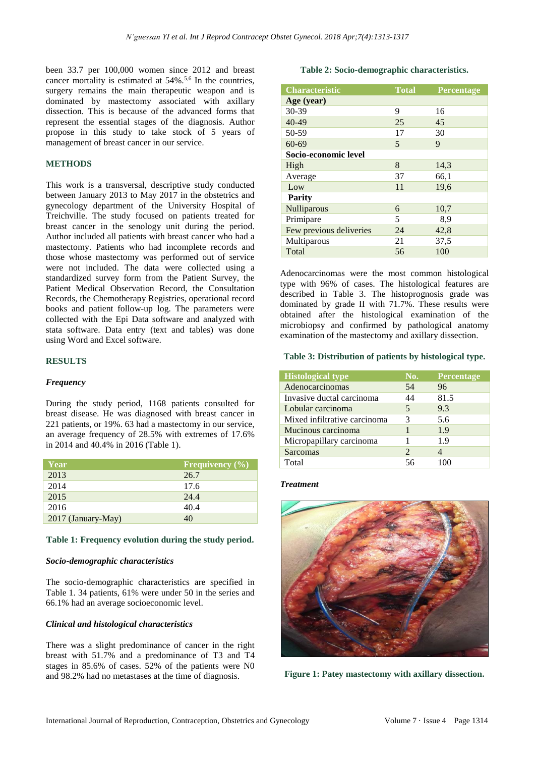been 33.7 per 100,000 women since 2012 and breast cancer mortality is estimated at 54%.[5,6] In the countries, surgery remains the main therapeutic weapon and is dominated by mastectomy associated with axillary dissection. This is because of the advanced forms that represent the essential stages of the diagnosis. Author propose in this study to take stock of 5 years of management of breast cancer in our service.

## METHODS

This work is a transversal, descriptive study conducted between January 2013 to May 2017 in the obstetrics and gynecology department of the University Hospital of Treichville. The study focused on patients treated for breast cancer in the senology unit during the period. Author included all patients with breast cancer who had a mastectomy. Patients who had incomplete records and those whose mastectomy was performed out of service were not included. The data were collected using a standardized survey form from the Patient Survey, the Patient Medical Observation Record, the Consultation Records, the Chemotherapy Registries, operational record books and patient follow-up log. The parameters were collected with the Epi Data software and analyzed with stata software. Data entry (text and tables) was done using Word and Excel software.

## RESULTS

### *Frequency*

During the study period, 1168 patients consulted for breast disease. He was diagnosed with breast cancer in 221 patients, or 19%. 63 had a mastectomy in our service, an average frequency of 28.5% with extremes of 17.6% in 2014 and 40.4% in 2016 (Table 1).

| Year | Frequivency (%) |
|---|---|
| 2013 | 26.7 |
| 2014 | 17.6 |
| 2015 | 24.4 |
| 2016 | 40.4 |
| 2017 (January-May) | 40 |

**Table 1: Frequency evolution during the study period.**

### *Socio-demographic characteristics*

The socio-demographic characteristics are specified in Table 1. 34 patients, 61% were under 50 in the series and 66.1% had an average socioeconomic level.

### *Clinical and histological characteristics*

There was a slight predominance of cancer in the right breast with 51.7% and a predominance of T3 and T4 stages in 85.6% of cases. 52% of the patients were N0 and 98.2% had no metastases at the time of diagnosis.

**Table 2: Socio-demographic characteristics.**

| Characteristic | Total | Percentage |
|---|---|---|
| **Age (year)** | | |
| 30-39 | 9 | 16 |
| 40-49 | 25 | 45 |
| 50-59 | 17 | 30 |
| 60-69 | 5 | 9 |
| **Socio-economic level** | | |
| High | 8 | 14,3 |
| Average | 37 | 66,1 |
| Low | 11 | 19,6 |
| **Parity** | | |
| Nulliparous | 6 | 10,7 |
| Primipare | 5 | 8,9 |
| Few previous deliveries | 24 | 42,8 |
| Multiparous | 21 | 37,5 |
| Total | 56 | 100 |

Adenocarcinomas were the most common histological type with 96% of cases. The histological features are described in Table 3. The histoprognosis grade was dominated by grade II with 71.7%. These results were obtained after the histological examination of the microbiopsy and confirmed by pathological anatomy examination of the mastectomy and axillary dissection.

**Table 3: Distribution of patients by histological type.**

| Histological type | No. | Percentage |
|---|---|---|
| Adenocarcinomas | 54 | 96 |
| Invasive ductal carcinoma | 44 | 81.5 |
| Lobular carcinoma | 5 | 9.3 |
| Mixed infiltrative carcinoma | 3 | 5.6 |
| Mucinous carcinoma | 1 | 1.9 |
| Micropapillary carcinoma | 1 | 1.9 |
| Sarcomas | 2 | 4 |
| Total | 56 | 100 |

### *Treatment*

**Figure 1: Patey mastectomy with axillary dissection.**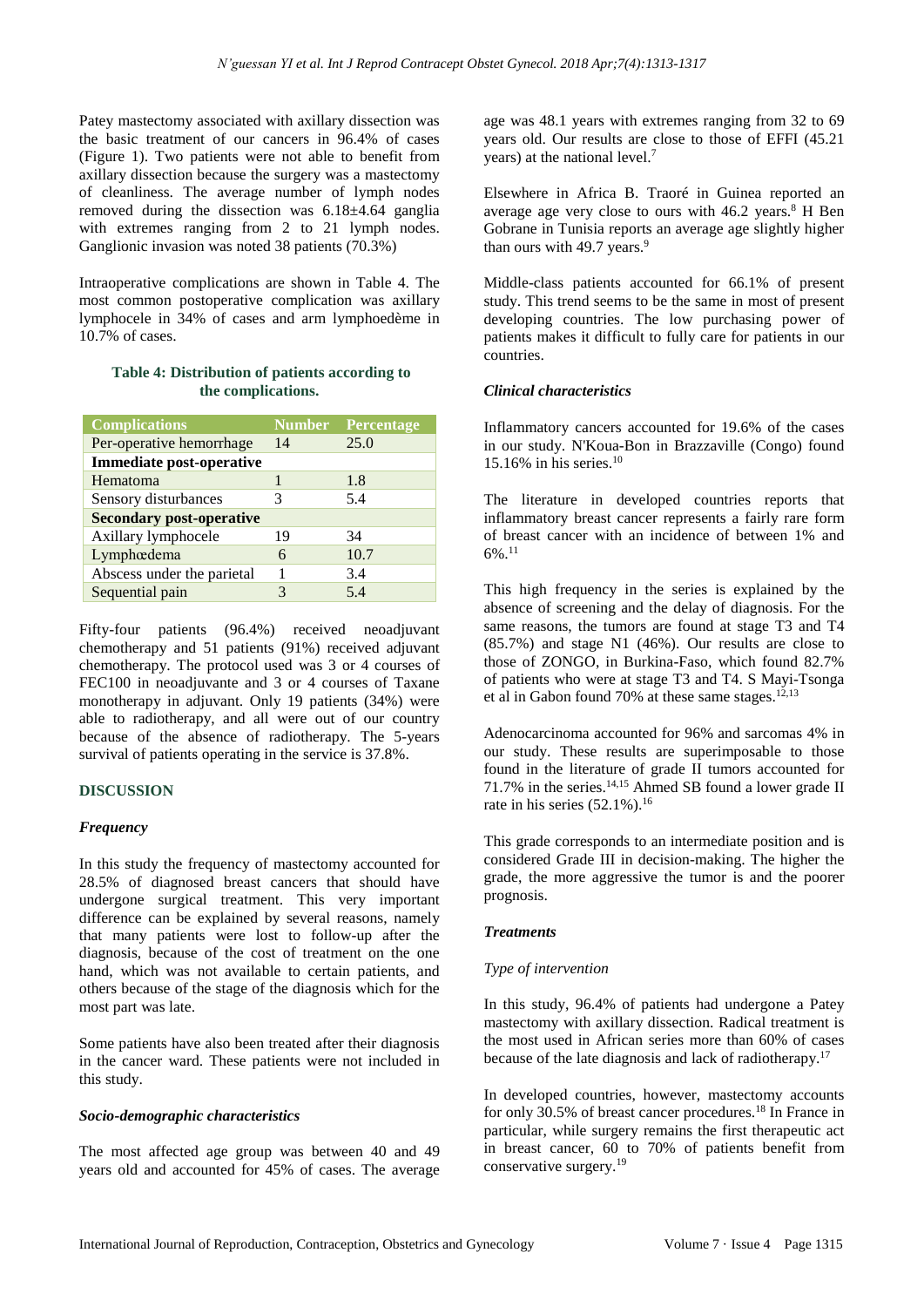Patey mastectomy associated with axillary dissection was the basic treatment of our cancers in 96.4% of cases (Figure 1). Two patients were not able to benefit from axillary dissection because the surgery was a mastectomy of cleanliness. The average number of lymph nodes removed during the dissection was 6.18±4.64 ganglia with extremes ranging from 2 to 21 lymph nodes. Ganglionic invasion was noted 38 patients (70.3%)

Intraoperative complications are shown in Table 4. The most common postoperative complication was axillary lymphocele in 34% of cases and arm lymphoedème in 10.7% of cases.

**Table 4: Distribution of patients according to the complications.**

| Complications | Number | Percentage |
|---|---|---|
| Per-operative hemorrhage | 14 | 25.0 |
| **Immediate post-operative** | | |
| Hematoma | 1 | 1.8 |
| Sensory disturbances | 3 | 5.4 |
| **Secondary post-operative** | | |
| Axillary lymphocele | 19 | 34 |
| Lymphœdema | 6 | 10.7 |
| Abscess under the parietal | 1 | 3.4 |
| Sequential pain | 3 | 5.4 |

Fifty-four patients (96.4%) received neoadjuvant chemotherapy and 51 patients (91%) received adjuvant chemotherapy. The protocol used was 3 or 4 courses of FEC100 in neoadjuvante and 3 or 4 courses of Taxane monotherapy in adjuvant. Only 19 patients (34%) were able to radiotherapy, and all were out of our country because of the absence of radiotherapy. The 5-years survival of patients operating in the service is 37.8%.

## DISCUSSION

### *Frequency*

In this study the frequency of mastectomy accounted for 28.5% of diagnosed breast cancers that should have undergone surgical treatment. This very important difference can be explained by several reasons, namely that many patients were lost to follow-up after the diagnosis, because of the cost of treatment on the one hand, which was not available to certain patients, and others because of the stage of the diagnosis which for the most part was late.

Some patients have also been treated after their diagnosis in the cancer ward. These patients were not included in this study.

### *Socio-demographic characteristics*

The most affected age group was between 40 and 49 years old and accounted for 45% of cases. The average age was 48.1 years with extremes ranging from 32 to 69 years old. Our results are close to those of EFFI (45.21 years) at the national level.[7]

Elsewhere in Africa B. Traoré in Guinea reported an average age very close to ours with 46.2 years.[8] H Ben Gobrane in Tunisia reports an average age slightly higher than ours with 49.7 years.[9]

Middle-class patients accounted for 66.1% of present study. This trend seems to be the same in most of present developing countries. The low purchasing power of patients makes it difficult to fully care for patients in our countries.

### *Clinical characteristics*

Inflammatory cancers accounted for 19.6% of the cases in our study. N'Koua-Bon in Brazzaville (Congo) found 15.16% in his series.[10]

The literature in developed countries reports that inflammatory breast cancer represents a fairly rare form of breast cancer with an incidence of between 1% and 6%.[11]

This high frequency in the series is explained by the absence of screening and the delay of diagnosis. For the same reasons, the tumors are found at stage T3 and T4 (85.7%) and stage N1 (46%). Our results are close to those of ZONGO, in Burkina-Faso, which found 82.7% of patients who were at stage T3 and T4. S Mayi-Tsonga et al in Gabon found 70% at these same stages.[12,13]

Adenocarcinoma accounted for 96% and sarcomas 4% in our study. These results are superimposable to those found in the literature of grade II tumors accounted for 71.7% in the series.[14,15] Ahmed SB found a lower grade II rate in his series (52.1%).[16]

This grade corresponds to an intermediate position and is considered Grade III in decision-making. The higher the grade, the more aggressive the tumor is and the poorer prognosis.

### *Treatments*

#### *Type of intervention*

In this study, 96.4% of patients had undergone a Patey mastectomy with axillary dissection. Radical treatment is the most used in African series more than 60% of cases because of the late diagnosis and lack of radiotherapy.[17]

In developed countries, however, mastectomy accounts for only 30.5% of breast cancer procedures.[18] In France in particular, while surgery remains the first therapeutic act in breast cancer, 60 to 70% of patients benefit from conservative surgery.[19]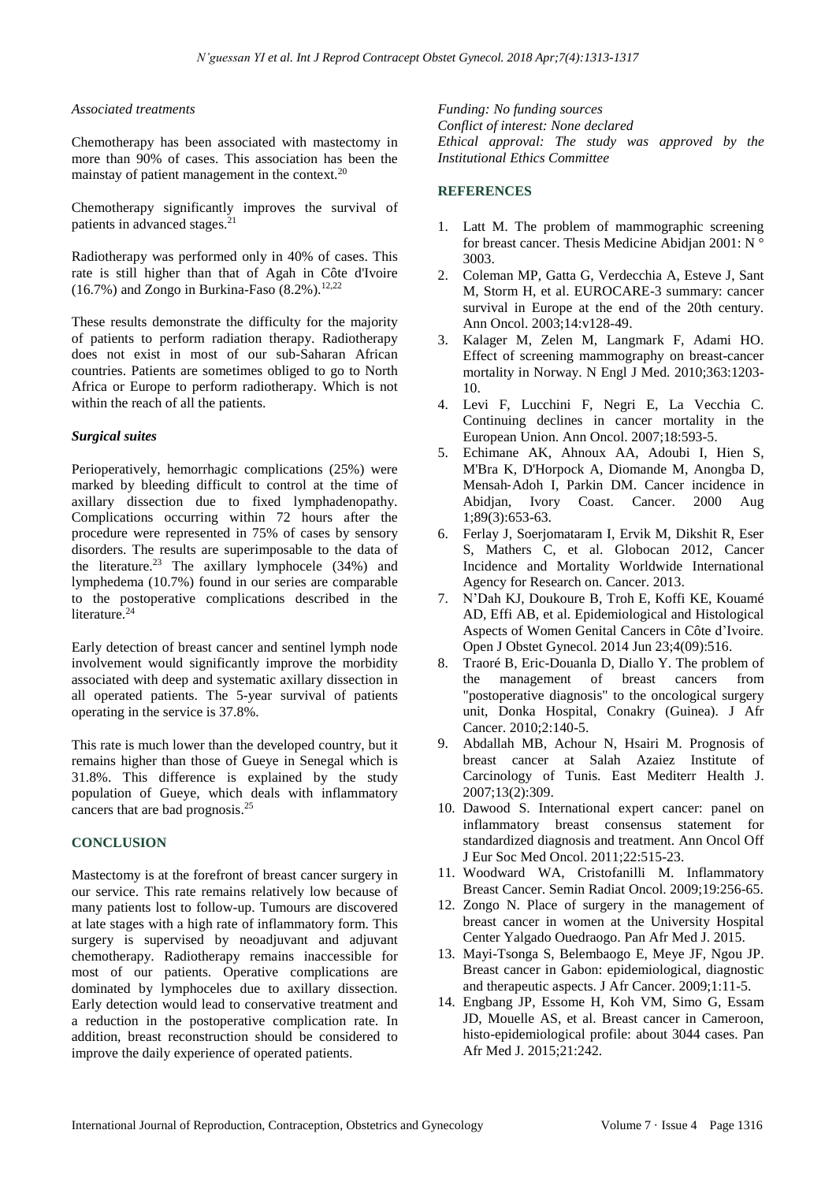*Associated treatments*

Chemotherapy has been associated with mastectomy in more than 90% of cases. This association has been the mainstay of patient management in the context.[20]

Chemotherapy significantly improves the survival of patients in advanced stages.[21]

Radiotherapy was performed only in 40% of cases. This rate is still higher than that of Agah in Côte d'Ivoire (16.7%) and Zongo in Burkina-Faso (8.2%).[12,22]

These results demonstrate the difficulty for the majority of patients to perform radiation therapy. Radiotherapy does not exist in most of our sub-Saharan African countries. Patients are sometimes obliged to go to North Africa or Europe to perform radiotherapy. Which is not within the reach of all the patients.

***Surgical suites***

Perioperatively, hemorrhagic complications (25%) were marked by bleeding difficult to control at the time of axillary dissection due to fixed lymphadenopathy. Complications occurring within 72 hours after the procedure were represented in 75% of cases by sensory disorders. The results are superimposable to the data of the literature.[23] The axillary lymphocele (34%) and lymphedema (10.7%) found in our series are comparable to the postoperative complications described in the literature.[24]

Early detection of breast cancer and sentinel lymph node involvement would significantly improve the morbidity associated with deep and systematic axillary dissection in all operated patients. The 5-year survival of patients operating in the service is 37.8%.

This rate is much lower than the developed country, but it remains higher than those of Gueye in Senegal which is 31.8%. This difference is explained by the study population of Gueye, which deals with inflammatory cancers that are bad prognosis.[25]

## CONCLUSION

Mastectomy is at the forefront of breast cancer surgery in our service. This rate remains relatively low because of many patients lost to follow-up. Tumours are discovered at late stages with a high rate of inflammatory form. This surgery is supervised by neoadjuvant and adjuvant chemotherapy. Radiotherapy remains inaccessible for most of our patients. Operative complications are dominated by lymphoceles due to axillary dissection. Early detection would lead to conservative treatment and a reduction in the postoperative complication rate. In addition, breast reconstruction should be considered to improve the daily experience of operated patients.

*Funding: No funding sources*
*Conflict of interest: None declared*
*Ethical approval: The study was approved by the Institutional Ethics Committee*

## REFERENCES

1. Latt M. The problem of mammographic screening for breast cancer. Thesis Medicine Abidjan 2001: N ° 3003.
2. Coleman MP, Gatta G, Verdecchia A, Esteve J, Sant M, Storm H, et al. EUROCARE-3 summary: cancer survival in Europe at the end of the 20th century. Ann Oncol. 2003;14:v128-49.
3. Kalager M, Zelen M, Langmark F, Adami HO. Effect of screening mammography on breast-cancer mortality in Norway. N Engl J Med. 2010;363:1203-10.
4. Levi F, Lucchini F, Negri E, La Vecchia C. Continuing declines in cancer mortality in the European Union. Ann Oncol. 2007;18:593-5.
5. Echimane AK, Ahnoux AA, Adoubi I, Hien S, M'Bra K, D'Horpock A, Diomande M, Anongba D, Mensah-Adoh I, Parkin DM. Cancer incidence in Abidjan, Ivory Coast. Cancer. 2000 Aug 1;89(3):653-63.
6. Ferlay J, Soerjomataram I, Ervik M, Dikshit R, Eser S, Mathers C, et al. Globocan 2012, Cancer Incidence and Mortality Worldwide International Agency for Research on. Cancer. 2013.
7. N'Dah KJ, Doukoure B, Troh E, Koffi KE, Kouamé AD, Effi AB, et al. Epidemiological and Histological Aspects of Women Genital Cancers in Côte d'Ivoire. Open J Obstet Gynecol. 2014 Jun 23;4(09):516.
8. Traoré B, Eric-Douanla D, Diallo Y. The problem of the management of breast cancers from "postoperative diagnosis" to the oncological surgery unit, Donka Hospital, Conakry (Guinea). J Afr Cancer. 2010;2:140-5.
9. Abdallah MB, Achour N, Hsairi M. Prognosis of breast cancer at Salah Azaiez Institute of Carcinology of Tunis. East Mediterr Health J. 2007;13(2):309.
10. Dawood S. International expert cancer: panel on inflammatory breast consensus statement for standardized diagnosis and treatment. Ann Oncol Off J Eur Soc Med Oncol. 2011;22:515-23.
11. Woodward WA, Cristofanilli M. Inflammatory Breast Cancer. Semin Radiat Oncol. 2009;19:256-65.
12. Zongo N. Place of surgery in the management of breast cancer in women at the University Hospital Center Yalgado Ouedraogo. Pan Afr Med J. 2015.
13. Mayi-Tsonga S, Belembaogo E, Meye JF, Ngou JP. Breast cancer in Gabon: epidemiological, diagnostic and therapeutic aspects. J Afr Cancer. 2009;1:11-5.
14. Engbang JP, Essome H, Koh VM, Simo G, Essam JD, Mouelle AS, et al. Breast cancer in Cameroon, histo-epidemiological profile: about 3044 cases. Pan Afr Med J. 2015;21:242.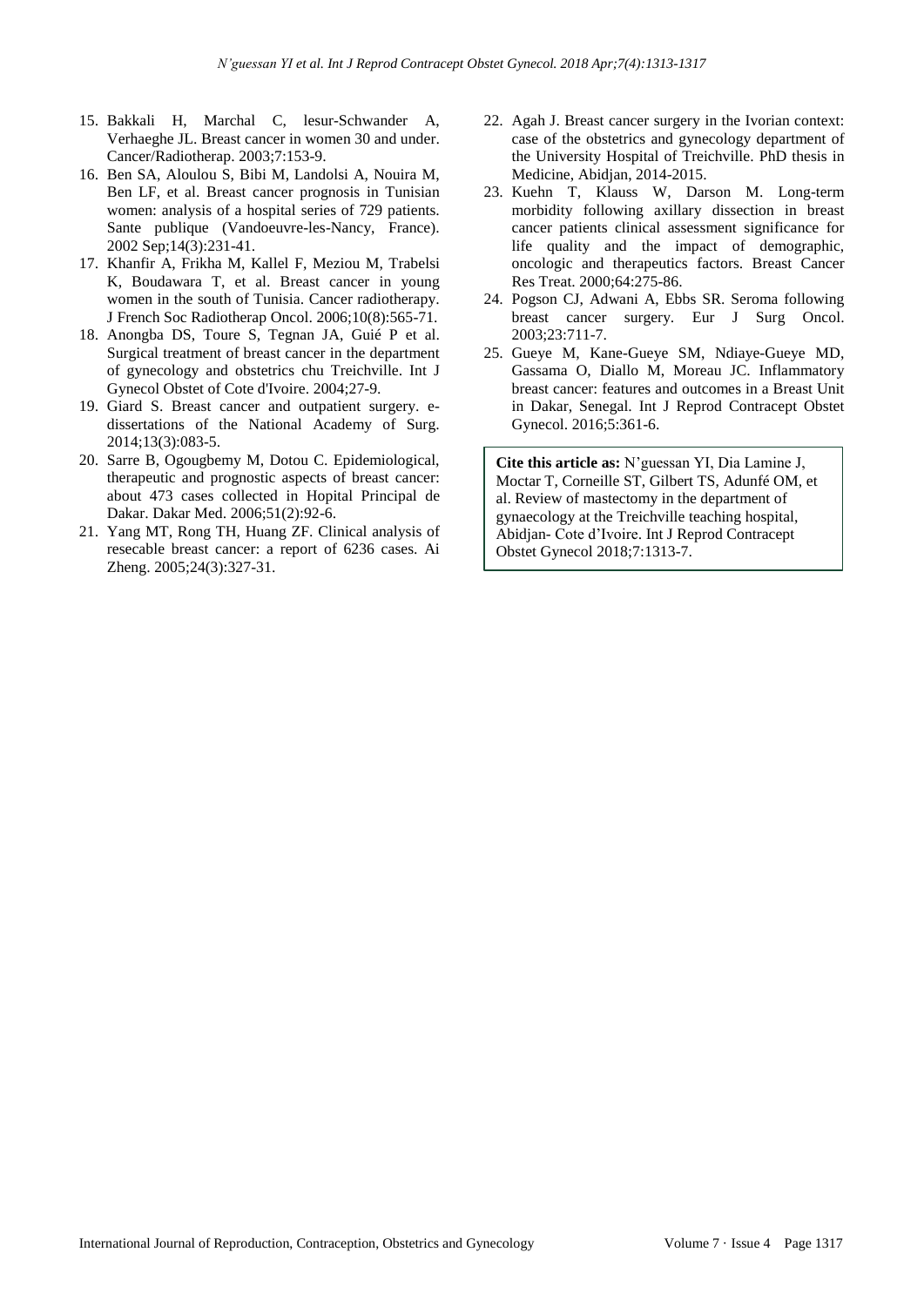15. Bakkali H, Marchal C, lesur-Schwander A, Verhaeghe JL. Breast cancer in women 30 and under. Cancer/Radiotherap. 2003;7:153-9.
16. Ben SA, Aloulou S, Bibi M, Landolsi A, Nouira M, Ben LF, et al. Breast cancer prognosis in Tunisian women: analysis of a hospital series of 729 patients. Sante publique (Vandoeuvre-les-Nancy, France). 2002 Sep;14(3):231-41.
17. Khanfir A, Frikha M, Kallel F, Meziou M, Trabelsi K, Boudawara T, et al. Breast cancer in young women in the south of Tunisia. Cancer radiotherapy. J French Soc Radiotherap Oncol. 2006;10(8):565-71.
18. Anongba DS, Toure S, Tegnan JA, Guié P et al. Surgical treatment of breast cancer in the department of gynecology and obstetrics chu Treichville. Int J Gynecol Obstet of Cote d'Ivoire. 2004;27-9.
19. Giard S. Breast cancer and outpatient surgery. e-dissertations of the National Academy of Surg. 2014;13(3):083-5.
20. Sarre B, Ogougbemy M, Dotou C. Epidemiological, therapeutic and prognostic aspects of breast cancer: about 473 cases collected in Hopital Principal de Dakar. Dakar Med. 2006;51(2):92-6.
21. Yang MT, Rong TH, Huang ZF. Clinical analysis of resecable breast cancer: a report of 6236 cases. Ai Zheng. 2005;24(3):327-31.
22. Agah J. Breast cancer surgery in the Ivorian context: case of the obstetrics and gynecology department of the University Hospital of Treichville. PhD thesis in Medicine, Abidjan, 2014-2015.
23. Kuehn T, Klauss W, Darson M. Long-term morbidity following axillary dissection in breast cancer patients clinical assessment significance for life quality and the impact of demographic, oncologic and therapeutics factors. Breast Cancer Res Treat. 2000;64:275-86.
24. Pogson CJ, Adwani A, Ebbs SR. Seroma following breast cancer surgery. Eur J Surg Oncol. 2003;23:711-7.
25. Gueye M, Kane-Gueye SM, Ndiaye-Gueye MD, Gassama O, Diallo M, Moreau JC. Inflammatory breast cancer: features and outcomes in a Breast Unit in Dakar, Senegal. Int J Reprod Contracept Obstet Gynecol. 2016;5:361-6.

**Cite this article as:** N'guessan YI, Dia Lamine J, Moctar T, Corneille ST, Gilbert TS, Adunfé OM, et al. Review of mastectomy in the department of gynaecology at the Treichville teaching hospital, Abidjan- Cote d'Ivoire. Int J Reprod Contracept Obstet Gynecol 2018;7:1313-7.